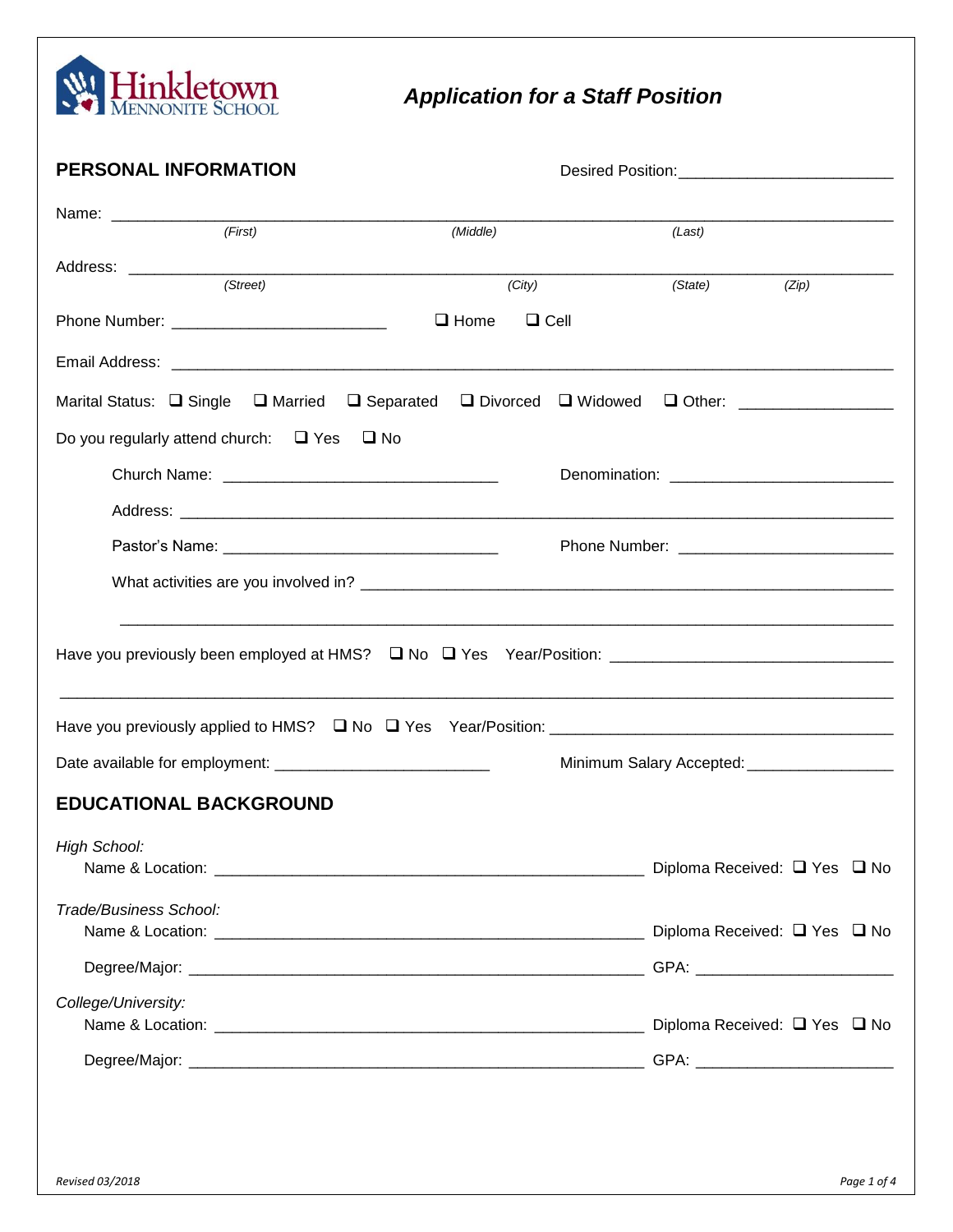Hinkletown Mennonite School

# *Application for a Staff Position*

## PERSONAL INFORMATION

Desired Position: ________________________

Name: ______________________________________________________________________________
*(First)* *(Middle)* *(Last)*

Address: ____________________________________________________________________________
*(Street)* *(City)* *(State)* *(Zip)*

Phone Number: ________________________ ❑ Home ❑ Cell

Email Address: ________________________________________________________________________

Marital Status: ❑ Single ❑ Married ❑ Separated ❑ Divorced ❑ Widowed ❑ Other: ________________

Do you regularly attend church: ❑ Yes ❑ No

Church Name: ______________________________ Denomination: ________________________

Address: ___________________________________________________________________________

Pastor's Name: ______________________________ Phone Number: ________________________

What activities are you involved in? ____________________________________________________

_____________________________________________________________________________________

Have you previously been employed at HMS? ❑ No ❑ Yes Year/Position: ______________________________

_____________________________________________________________________________________

Have you previously applied to HMS? ❑ No ❑ Yes Year/Position: ____________________________________

Date available for employment: ________________________ Minimum Salary Accepted: ________________

## EDUCATIONAL BACKGROUND

*High School:*
Name & Location: ______________________________________________ Diploma Received: ❑ Yes ❑ No

*Trade/Business School:*
Name & Location: ______________________________________________ Diploma Received: ❑ Yes ❑ No

Degree/Major: ________________________________________________ GPA: ______________________

*College/University:*
Name & Location: ______________________________________________ Diploma Received: ❑ Yes ❑ No

Degree/Major: ________________________________________________ GPA: ______________________

*Revised 03/2018*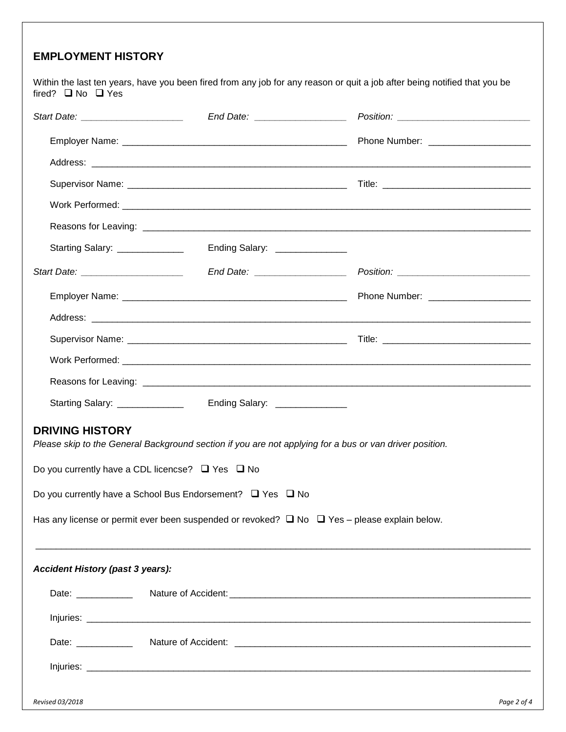## EMPLOYMENT HISTORY

Within the last ten years, have you been fired from any job for any reason or quit a job after being notified that you be fired? ❑ No ❑ Yes

*Start Date:* ___________________ *End Date:* _________________ *Position:* _________________________

Employer Name: ____________________________________________ Phone Number: ___________________

Address: ________________________________________________________________________________________

Supervisor Name: __________________________________________ Title: ____________________________

Work Performed: ___________________________________________________________________________________

Reasons for Leaving: _______________________________________________________________________________

Starting Salary: _____________ Ending Salary: ______________

*Start Date:* ___________________ *End Date:* _________________ *Position:* _________________________

Employer Name: ____________________________________________ Phone Number: ___________________

Address: ________________________________________________________________________________________

Supervisor Name: __________________________________________ Title: ____________________________

Work Performed: ___________________________________________________________________________________

Reasons for Leaving: _______________________________________________________________________________

Starting Salary: _____________ Ending Salary: ______________

## DRIVING HISTORY

*Please skip to the General Background section if you are not applying for a bus or van driver position.*

Do you currently have a CDL licencse? ❑ Yes ❑ No

Do you currently have a School Bus Endorsement? ❑ Yes ❑ No

Has any license or permit ever been suspended or revoked? ❑ No ❑ Yes – please explain below.

___________________________________________________________________________________________________

***Accident History (past 3 years):***

Date: ___________ Nature of Accident: ____________________________________________________________

Injuries: _________________________________________________________________________________________

Date: ___________ Nature of Accident: ____________________________________________________________

Injuries: _________________________________________________________________________________________

*Revised 03/2018*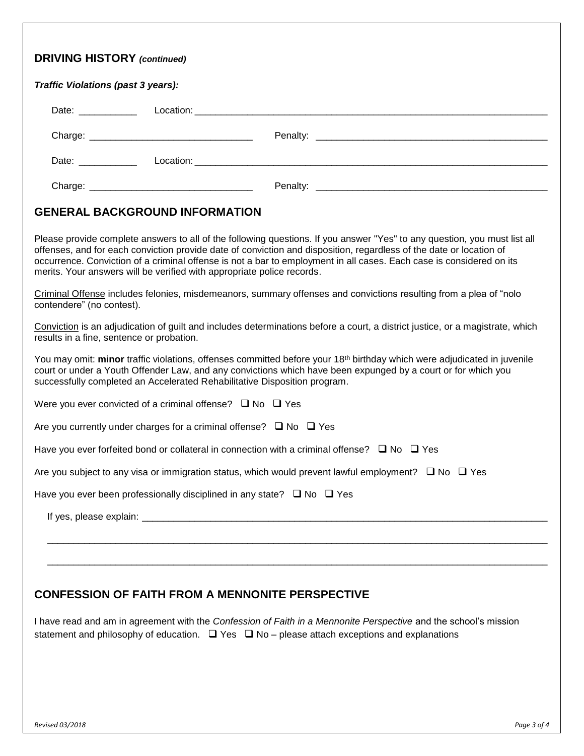## DRIVING HISTORY *(continued)*

***Traffic Violations (past 3 years):***

Date: ___________ Location: ______________________________________________________________________

Charge: _______________________________ Penalty: ____________________________________________

Date: ___________ Location: ______________________________________________________________________

Charge: _______________________________ Penalty: ____________________________________________

## GENERAL BACKGROUND INFORMATION

Please provide complete answers to all of the following questions. If you answer "Yes" to any question, you must list all offenses, and for each conviction provide date of conviction and disposition, regardless of the date or location of occurrence. Conviction of a criminal offense is not a bar to employment in all cases. Each case is considered on its merits. Your answers will be verified with appropriate police records.

<u>Criminal Offense</u> includes felonies, misdemeanors, summary offenses and convictions resulting from a plea of "nolo contendere" (no contest).

<u>Conviction</u> is an adjudication of guilt and includes determinations before a court, a district justice, or a magistrate, which results in a fine, sentence or probation.

You may omit: **minor** traffic violations, offenses committed before your 18th birthday which were adjudicated in juvenile court or under a Youth Offender Law, and any convictions which have been expunged by a court or for which you successfully completed an Accelerated Rehabilitative Disposition program.

Were you ever convicted of a criminal offense? ❑ No ❑ Yes

Are you currently under charges for a criminal offense? ❑ No ❑ Yes

Have you ever forfeited bond or collateral in connection with a criminal offense? ❑ No ❑ Yes

Are you subject to any visa or immigration status, which would prevent lawful employment? ❑ No ❑ Yes

Have you ever been professionally disciplined in any state? ❑ No ❑ Yes

If yes, please explain: ________________________________________________________________________

______________________________________________________________________________________________

______________________________________________________________________________________________

## CONFESSION OF FAITH FROM A MENNONITE PERSPECTIVE

I have read and am in agreement with the *Confession of Faith in a Mennonite Perspective* and the school's mission statement and philosophy of education. ❑ Yes ❑ No – please attach exceptions and explanations

Revised 03/2018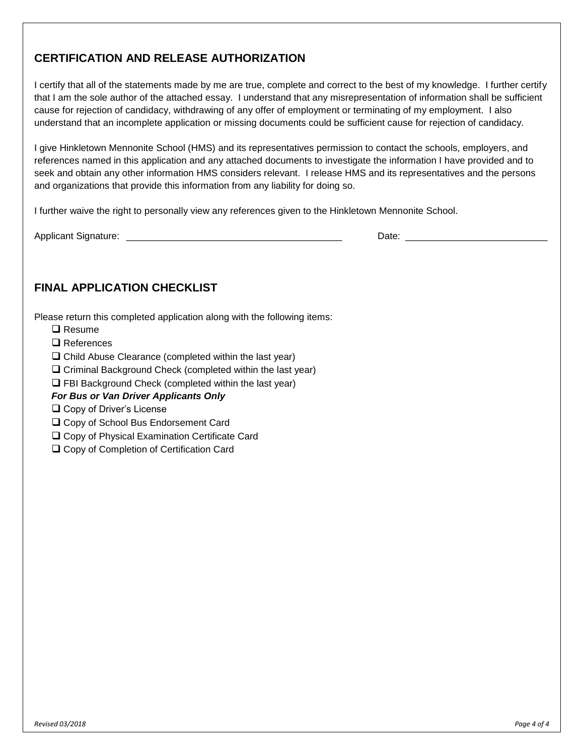## CERTIFICATION AND RELEASE AUTHORIZATION

I certify that all of the statements made by me are true, complete and correct to the best of my knowledge. I further certify that I am the sole author of the attached essay. I understand that any misrepresentation of information shall be sufficient cause for rejection of candidacy, withdrawing of any offer of employment or terminating of my employment. I also understand that an incomplete application or missing documents could be sufficient cause for rejection of candidacy.

I give Hinkletown Mennonite School (HMS) and its representatives permission to contact the schools, employers, and references named in this application and any attached documents to investigate the information I have provided and to seek and obtain any other information HMS considers relevant. I release HMS and its representatives and the persons and organizations that provide this information from any liability for doing so.

I further waive the right to personally view any references given to the Hinkletown Mennonite School.

Applicant Signature: ________________________________________ Date: __________________________

## FINAL APPLICATION CHECKLIST

Please return this completed application along with the following items:

- ☐ Resume
- ☐ References
- ☐ Child Abuse Clearance (completed within the last year)
- ☐ Criminal Background Check (completed within the last year)
- ☐ FBI Background Check (completed within the last year)

***For Bus or Van Driver Applicants Only***

- ☐ Copy of Driver's License
- ☐ Copy of School Bus Endorsement Card
- ☐ Copy of Physical Examination Certificate Card
- ☐ Copy of Completion of Certification Card

*Revised 03/2018*